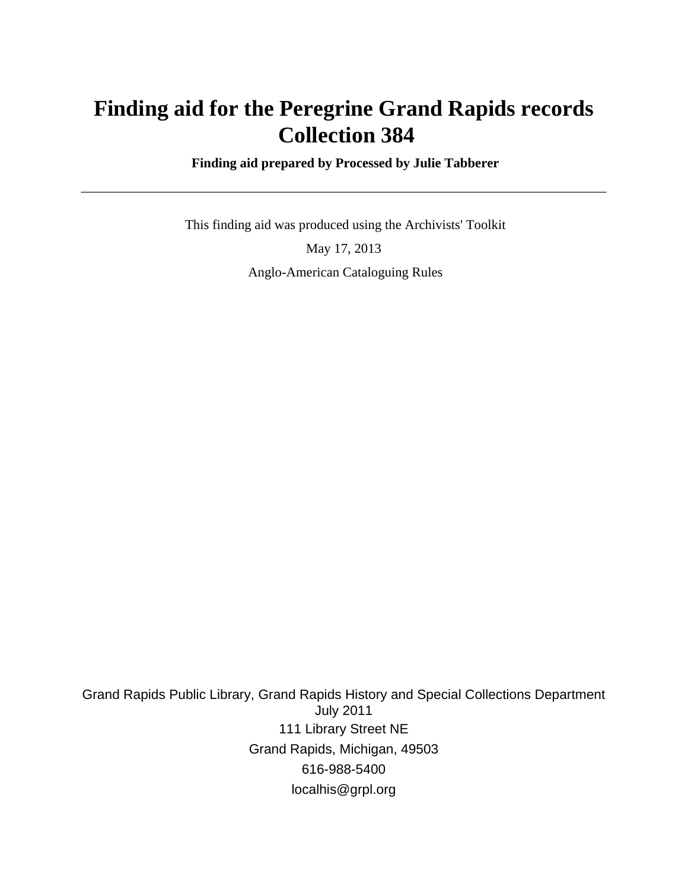# Finding aid for the Peregrine Grand Rapids records Collection 384

**Finding aid prepared by Processed by Julie Tabberer**

---

This finding aid was produced using the Archivists' Toolkit

May 17, 2013

Anglo-American Cataloguing Rules

Grand Rapids Public Library, Grand Rapids History and Special Collections Department
July 2011

111 Library Street NE

Grand Rapids, Michigan, 49503

616-988-5400

localhis@grpl.org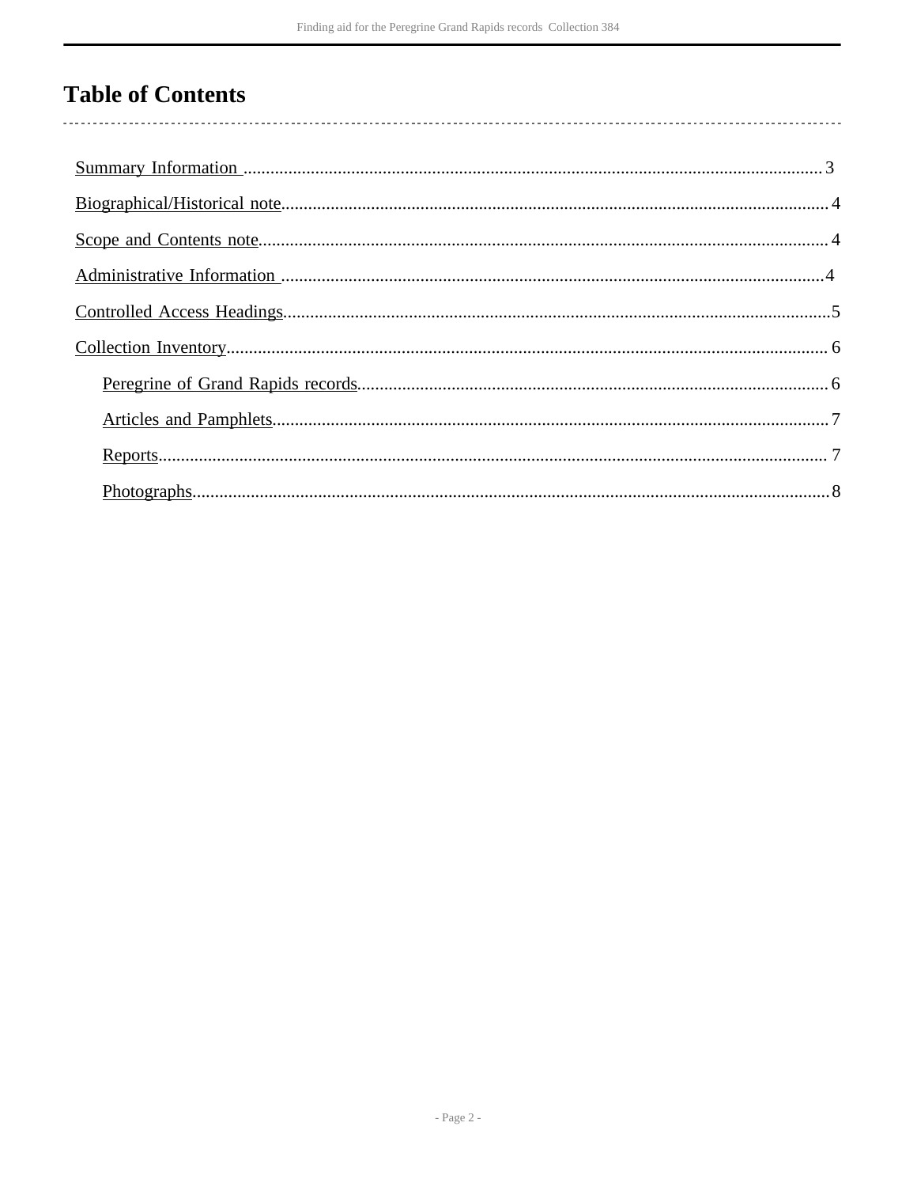# Table of Contents

- Summary Information ..... 3
- Biographical/Historical note..... 4
- Scope and Contents note..... 4
- Administrative Information ..... 4
- Controlled Access Headings..... 5
- Collection Inventory..... 6
  - Peregrine of Grand Rapids records..... 6
  - Articles and Pamphlets..... 7
  - Reports..... 7
  - Photographs..... 8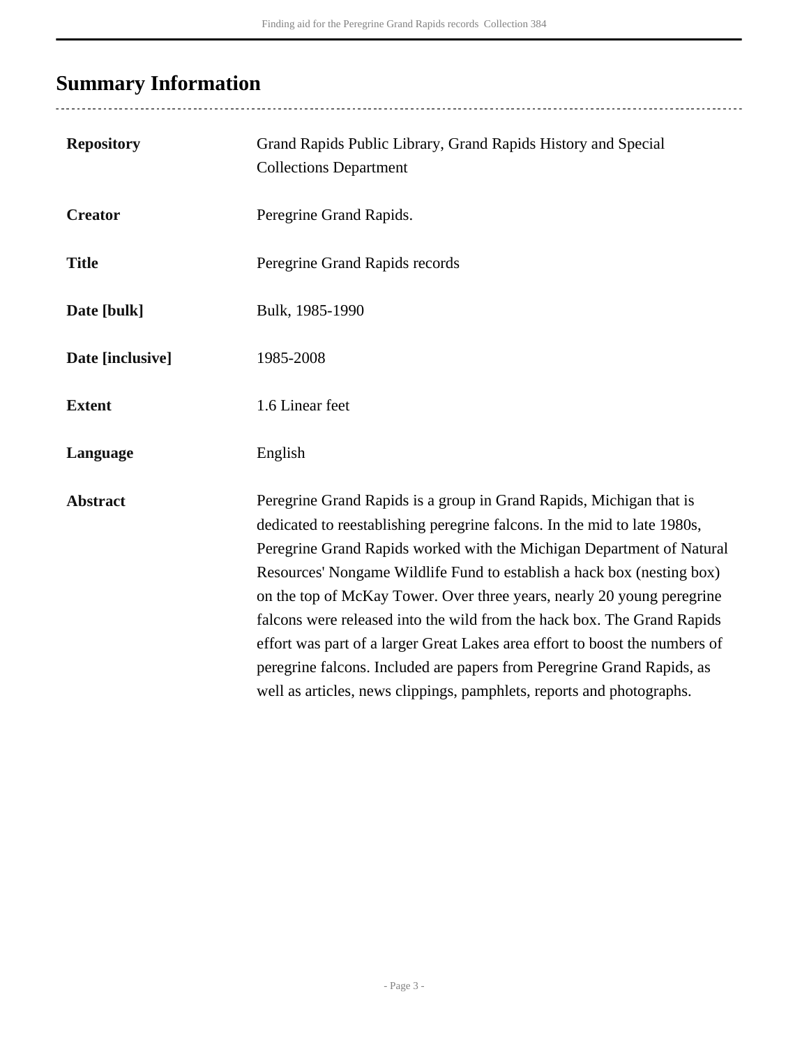## Summary Information

| | |
|---|---|
| **Repository** | Grand Rapids Public Library, Grand Rapids History and Special Collections Department |
| **Creator** | Peregrine Grand Rapids. |
| **Title** | Peregrine Grand Rapids records |
| **Date [bulk]** | Bulk, 1985-1990 |
| **Date [inclusive]** | 1985-2008 |
| **Extent** | 1.6 Linear feet |
| **Language** | English |
| **Abstract** | Peregrine Grand Rapids is a group in Grand Rapids, Michigan that is dedicated to reestablishing peregrine falcons. In the mid to late 1980s, Peregrine Grand Rapids worked with the Michigan Department of Natural Resources' Nongame Wildlife Fund to establish a hack box (nesting box) on the top of McKay Tower. Over three years, nearly 20 young peregrine falcons were released into the wild from the hack box. The Grand Rapids effort was part of a larger Great Lakes area effort to boost the numbers of peregrine falcons. Included are papers from Peregrine Grand Rapids, as well as articles, news clippings, pamphlets, reports and photographs. |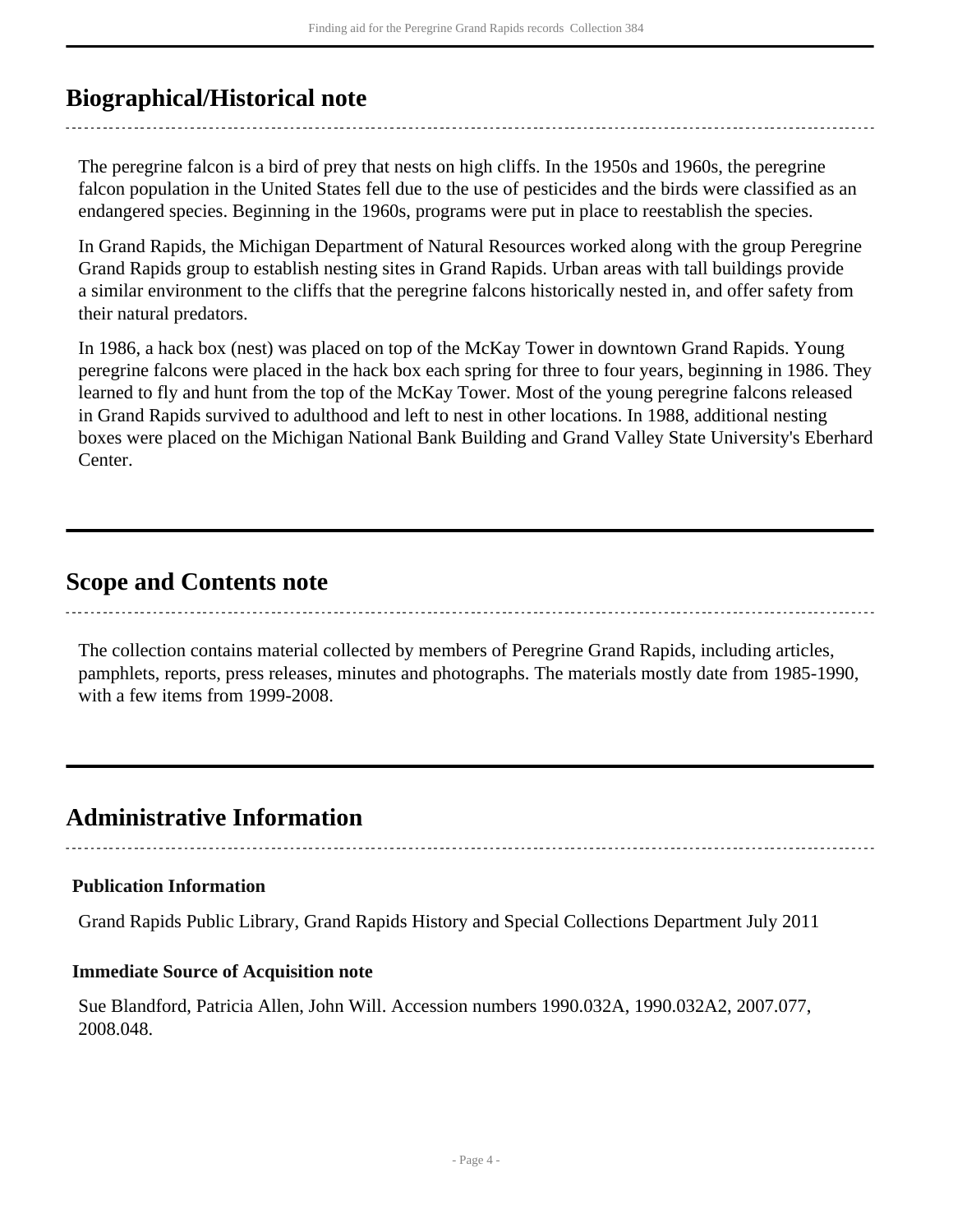## Biographical/Historical note

The peregrine falcon is a bird of prey that nests on high cliffs. In the 1950s and 1960s, the peregrine falcon population in the United States fell due to the use of pesticides and the birds were classified as an endangered species. Beginning in the 1960s, programs were put in place to reestablish the species.

In Grand Rapids, the Michigan Department of Natural Resources worked along with the group Peregrine Grand Rapids group to establish nesting sites in Grand Rapids. Urban areas with tall buildings provide a similar environment to the cliffs that the peregrine falcons historically nested in, and offer safety from their natural predators.

In 1986, a hack box (nest) was placed on top of the McKay Tower in downtown Grand Rapids. Young peregrine falcons were placed in the hack box each spring for three to four years, beginning in 1986. They learned to fly and hunt from the top of the McKay Tower. Most of the young peregrine falcons released in Grand Rapids survived to adulthood and left to nest in other locations. In 1988, additional nesting boxes were placed on the Michigan National Bank Building and Grand Valley State University's Eberhard Center.

## Scope and Contents note

The collection contains material collected by members of Peregrine Grand Rapids, including articles, pamphlets, reports, press releases, minutes and photographs. The materials mostly date from 1985-1990, with a few items from 1999-2008.

## Administrative Information

### Publication Information

Grand Rapids Public Library, Grand Rapids History and Special Collections Department July 2011

### Immediate Source of Acquisition note

Sue Blandford, Patricia Allen, John Will. Accession numbers 1990.032A, 1990.032A2, 2007.077, 2008.048.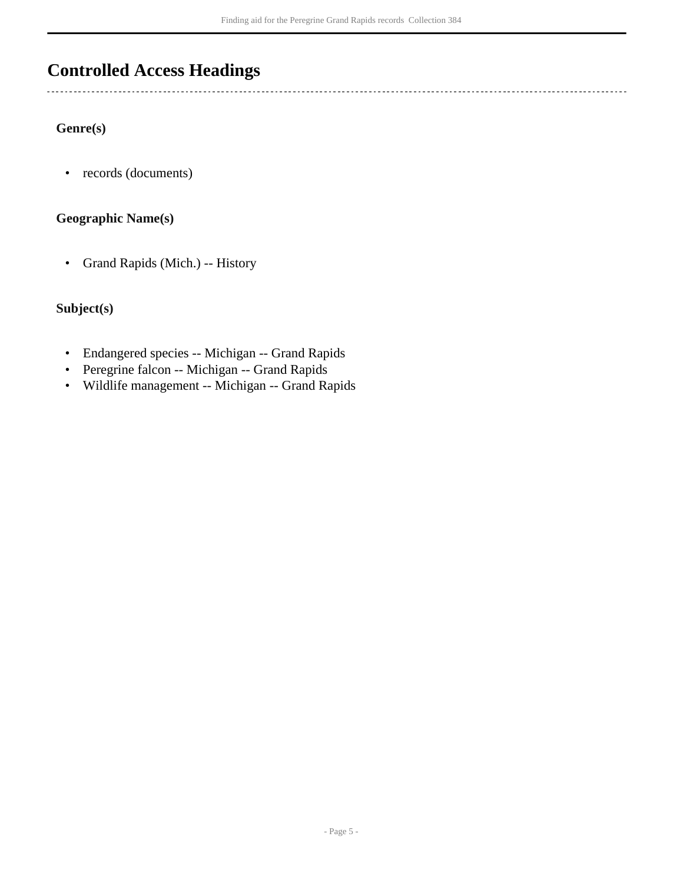## Controlled Access Headings

### Genre(s)

- records (documents)

### Geographic Name(s)

- Grand Rapids (Mich.) -- History

### Subject(s)

- Endangered species -- Michigan -- Grand Rapids
- Peregrine falcon -- Michigan -- Grand Rapids
- Wildlife management -- Michigan -- Grand Rapids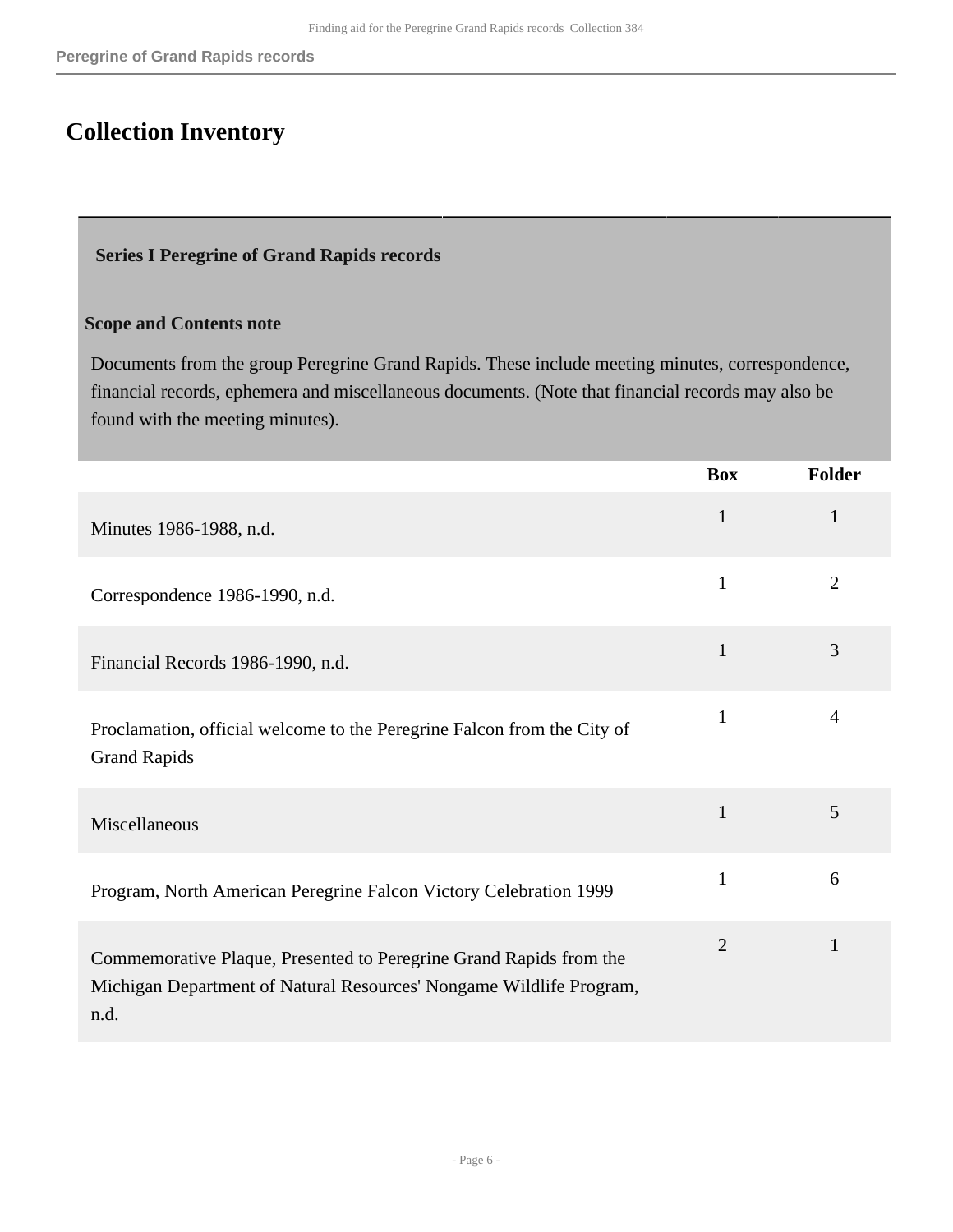# Collection Inventory

### Series I Peregrine of Grand Rapids records

**Scope and Contents note**

Documents from the group Peregrine Grand Rapids. These include meeting minutes, correspondence, financial records, ephemera and miscellaneous documents. (Note that financial records may also be found with the meeting minutes).

| | Box | Folder |
|---|---|---|
| Minutes 1986-1988, n.d. | 1 | 1 |
| Correspondence 1986-1990, n.d. | 1 | 2 |
| Financial Records 1986-1990, n.d. | 1 | 3 |
| Proclamation, official welcome to the Peregrine Falcon from the City of Grand Rapids | 1 | 4 |
| Miscellaneous | 1 | 5 |
| Program, North American Peregrine Falcon Victory Celebration 1999 | 1 | 6 |
| Commemorative Plaque, Presented to Peregrine Grand Rapids from the Michigan Department of Natural Resources' Nongame Wildlife Program, n.d. | 2 | 1 |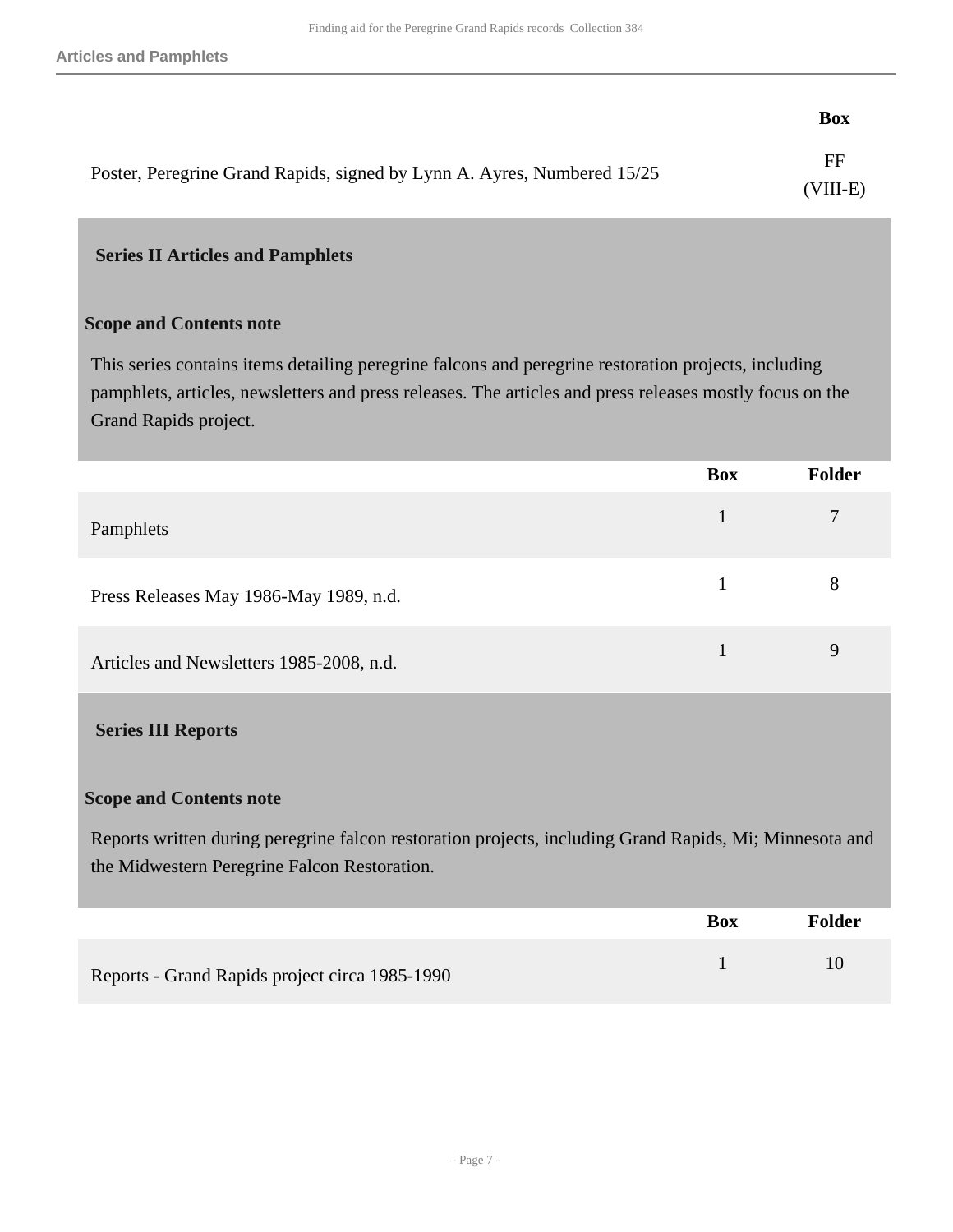| | Box |
|---|---|
| Poster, Peregrine Grand Rapids, signed by Lynn A. Ayres, Numbered 15/25 | FF (VIII-E) |

## Series II Articles and Pamphlets

### Scope and Contents note

This series contains items detailing peregrine falcons and peregrine restoration projects, including pamphlets, articles, newsletters and press releases. The articles and press releases mostly focus on the Grand Rapids project.

| | Box | Folder |
|---|---|---|
| Pamphlets | 1 | 7 |
| Press Releases May 1986-May 1989, n.d. | 1 | 8 |
| Articles and Newsletters 1985-2008, n.d. | 1 | 9 |

## Series III Reports

### Scope and Contents note

Reports written during peregrine falcon restoration projects, including Grand Rapids, Mi; Minnesota and the Midwestern Peregrine Falcon Restoration.

| | Box | Folder |
|---|---|---|
| Reports - Grand Rapids project circa 1985-1990 | 1 | 10 |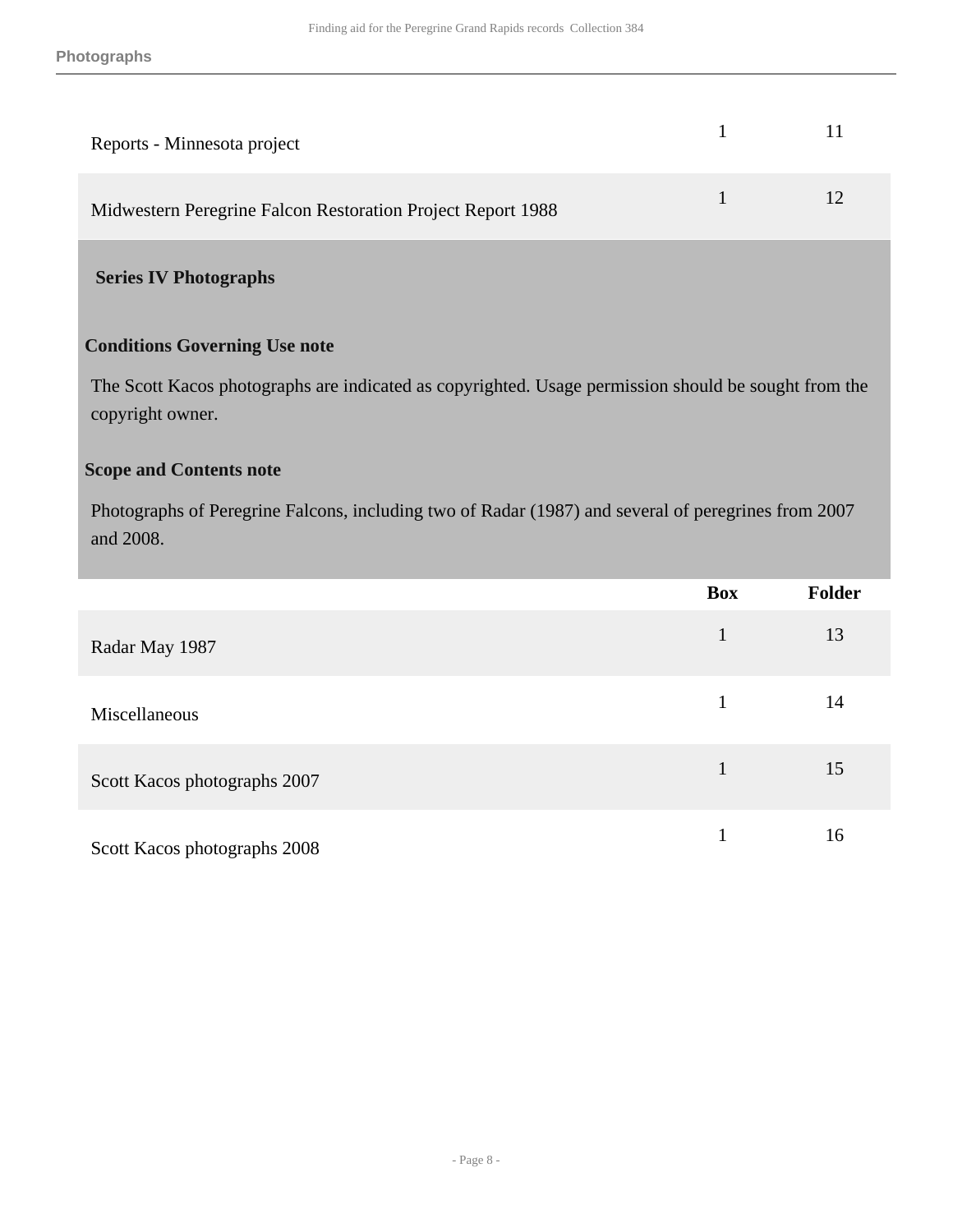| | | |
|---|---|---|
| Reports - Minnesota project | 1 | 11 |
| Midwestern Peregrine Falcon Restoration Project Report 1988 | 1 | 12 |

### Series IV Photographs

**Conditions Governing Use note**

The Scott Kacos photographs are indicated as copyrighted. Usage permission should be sought from the copyright owner.

**Scope and Contents note**

Photographs of Peregrine Falcons, including two of Radar (1987) and several of peregrines from 2007 and 2008.

| | Box | Folder |
|---|---|---|
| Radar May 1987 | 1 | 13 |
| Miscellaneous | 1 | 14 |
| Scott Kacos photographs 2007 | 1 | 15 |
| Scott Kacos photographs 2008 | 1 | 16 |